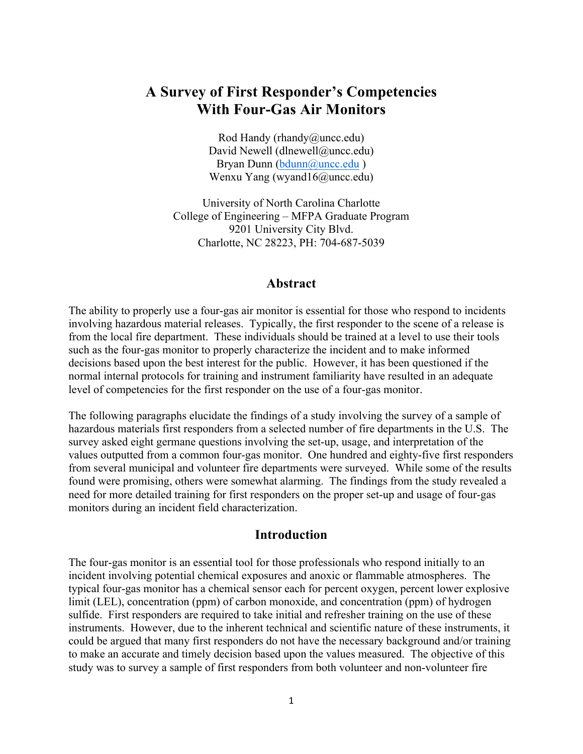# A Survey of First Responder's Competencies With Four-Gas Air Monitors

Rod Handy (rhandy@uncc.edu)
David Newell (dlnewell@uncc.edu)
Bryan Dunn (bdunn@uncc.edu )
Wenxu Yang (wyand16@uncc.edu)

University of North Carolina Charlotte
College of Engineering – MFPA Graduate Program
9201 University City Blvd.
Charlotte, NC 28223, PH: 704-687-5039

## Abstract

The ability to properly use a four-gas air monitor is essential for those who respond to incidents involving hazardous material releases. Typically, the first responder to the scene of a release is from the local fire department. These individuals should be trained at a level to use their tools such as the four-gas monitor to properly characterize the incident and to make informed decisions based upon the best interest for the public. However, it has been questioned if the normal internal protocols for training and instrument familiarity have resulted in an adequate level of competencies for the first responder on the use of a four-gas monitor.

The following paragraphs elucidate the findings of a study involving the survey of a sample of hazardous materials first responders from a selected number of fire departments in the U.S. The survey asked eight germane questions involving the set-up, usage, and interpretation of the values outputted from a common four-gas monitor. One hundred and eighty-five first responders from several municipal and volunteer fire departments were surveyed. While some of the results found were promising, others were somewhat alarming. The findings from the study revealed a need for more detailed training for first responders on the proper set-up and usage of four-gas monitors during an incident field characterization.

## Introduction

The four-gas monitor is an essential tool for those professionals who respond initially to an incident involving potential chemical exposures and anoxic or flammable atmospheres. The typical four-gas monitor has a chemical sensor each for percent oxygen, percent lower explosive limit (LEL), concentration (ppm) of carbon monoxide, and concentration (ppm) of hydrogen sulfide. First responders are required to take initial and refresher training on the use of these instruments. However, due to the inherent technical and scientific nature of these instruments, it could be argued that many first responders do not have the necessary background and/or training to make an accurate and timely decision based upon the values measured. The objective of this study was to survey a sample of first responders from both volunteer and non-volunteer fire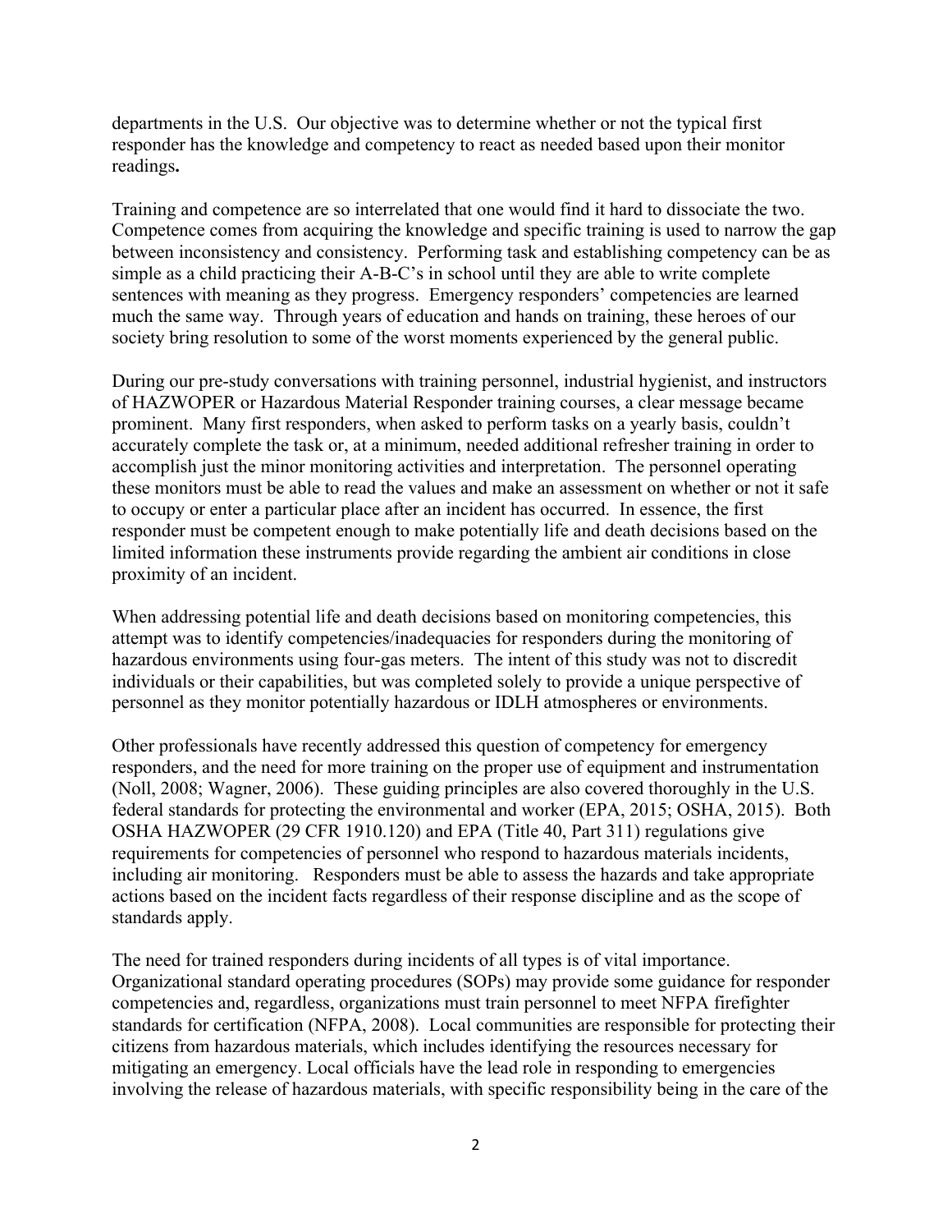departments in the U.S. Our objective was to determine whether or not the typical first responder has the knowledge and competency to react as needed based upon their monitor readings**.**

Training and competence are so interrelated that one would find it hard to dissociate the two. Competence comes from acquiring the knowledge and specific training is used to narrow the gap between inconsistency and consistency. Performing task and establishing competency can be as simple as a child practicing their A-B-C's in school until they are able to write complete sentences with meaning as they progress. Emergency responders' competencies are learned much the same way. Through years of education and hands on training, these heroes of our society bring resolution to some of the worst moments experienced by the general public.

During our pre-study conversations with training personnel, industrial hygienist, and instructors of HAZWOPER or Hazardous Material Responder training courses, a clear message became prominent. Many first responders, when asked to perform tasks on a yearly basis, couldn't accurately complete the task or, at a minimum, needed additional refresher training in order to accomplish just the minor monitoring activities and interpretation. The personnel operating these monitors must be able to read the values and make an assessment on whether or not it safe to occupy or enter a particular place after an incident has occurred. In essence, the first responder must be competent enough to make potentially life and death decisions based on the limited information these instruments provide regarding the ambient air conditions in close proximity of an incident.

When addressing potential life and death decisions based on monitoring competencies, this attempt was to identify competencies/inadequacies for responders during the monitoring of hazardous environments using four-gas meters. The intent of this study was not to discredit individuals or their capabilities, but was completed solely to provide a unique perspective of personnel as they monitor potentially hazardous or IDLH atmospheres or environments.

Other professionals have recently addressed this question of competency for emergency responders, and the need for more training on the proper use of equipment and instrumentation (Noll, 2008; Wagner, 2006). These guiding principles are also covered thoroughly in the U.S. federal standards for protecting the environmental and worker (EPA, 2015; OSHA, 2015). Both OSHA HAZWOPER (29 CFR 1910.120) and EPA (Title 40, Part 311) regulations give requirements for competencies of personnel who respond to hazardous materials incidents, including air monitoring. Responders must be able to assess the hazards and take appropriate actions based on the incident facts regardless of their response discipline and as the scope of standards apply.

The need for trained responders during incidents of all types is of vital importance. Organizational standard operating procedures (SOPs) may provide some guidance for responder competencies and, regardless, organizations must train personnel to meet NFPA firefighter standards for certification (NFPA, 2008). Local communities are responsible for protecting their citizens from hazardous materials, which includes identifying the resources necessary for mitigating an emergency. Local officials have the lead role in responding to emergencies involving the release of hazardous materials, with specific responsibility being in the care of the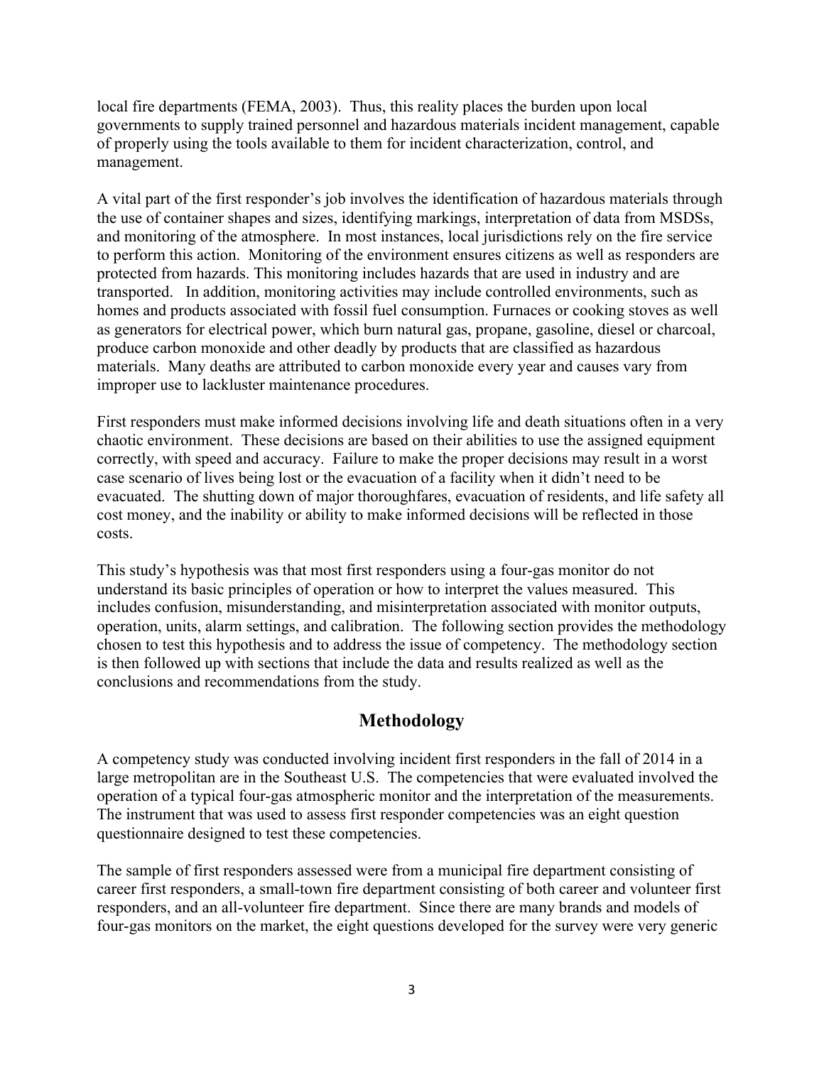local fire departments (FEMA, 2003). Thus, this reality places the burden upon local governments to supply trained personnel and hazardous materials incident management, capable of properly using the tools available to them for incident characterization, control, and management.

A vital part of the first responder's job involves the identification of hazardous materials through the use of container shapes and sizes, identifying markings, interpretation of data from MSDSs, and monitoring of the atmosphere. In most instances, local jurisdictions rely on the fire service to perform this action. Monitoring of the environment ensures citizens as well as responders are protected from hazards. This monitoring includes hazards that are used in industry and are transported. In addition, monitoring activities may include controlled environments, such as homes and products associated with fossil fuel consumption. Furnaces or cooking stoves as well as generators for electrical power, which burn natural gas, propane, gasoline, diesel or charcoal, produce carbon monoxide and other deadly by products that are classified as hazardous materials. Many deaths are attributed to carbon monoxide every year and causes vary from improper use to lackluster maintenance procedures.

First responders must make informed decisions involving life and death situations often in a very chaotic environment. These decisions are based on their abilities to use the assigned equipment correctly, with speed and accuracy. Failure to make the proper decisions may result in a worst case scenario of lives being lost or the evacuation of a facility when it didn't need to be evacuated. The shutting down of major thoroughfares, evacuation of residents, and life safety all cost money, and the inability or ability to make informed decisions will be reflected in those costs.

This study's hypothesis was that most first responders using a four-gas monitor do not understand its basic principles of operation or how to interpret the values measured. This includes confusion, misunderstanding, and misinterpretation associated with monitor outputs, operation, units, alarm settings, and calibration. The following section provides the methodology chosen to test this hypothesis and to address the issue of competency. The methodology section is then followed up with sections that include the data and results realized as well as the conclusions and recommendations from the study.

## Methodology

A competency study was conducted involving incident first responders in the fall of 2014 in a large metropolitan are in the Southeast U.S. The competencies that were evaluated involved the operation of a typical four-gas atmospheric monitor and the interpretation of the measurements. The instrument that was used to assess first responder competencies was an eight question questionnaire designed to test these competencies.

The sample of first responders assessed were from a municipal fire department consisting of career first responders, a small-town fire department consisting of both career and volunteer first responders, and an all-volunteer fire department. Since there are many brands and models of four-gas monitors on the market, the eight questions developed for the survey were very generic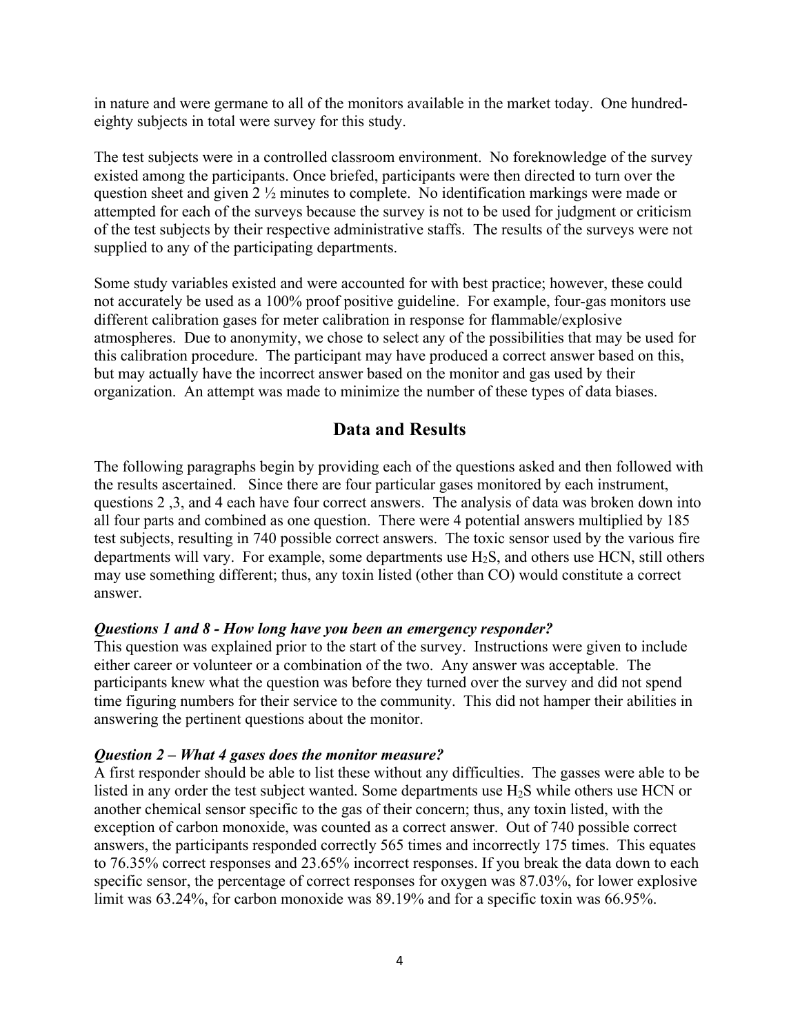in nature and were germane to all of the monitors available in the market today. One hundred-eighty subjects in total were survey for this study.

The test subjects were in a controlled classroom environment. No foreknowledge of the survey existed among the participants. Once briefed, participants were then directed to turn over the question sheet and given 2 ½ minutes to complete. No identification markings were made or attempted for each of the surveys because the survey is not to be used for judgment or criticism of the test subjects by their respective administrative staffs. The results of the surveys were not supplied to any of the participating departments.

Some study variables existed and were accounted for with best practice; however, these could not accurately be used as a 100% proof positive guideline. For example, four-gas monitors use different calibration gases for meter calibration in response for flammable/explosive atmospheres. Due to anonymity, we chose to select any of the possibilities that may be used for this calibration procedure. The participant may have produced a correct answer based on this, but may actually have the incorrect answer based on the monitor and gas used by their organization. An attempt was made to minimize the number of these types of data biases.

## Data and Results

The following paragraphs begin by providing each of the questions asked and then followed with the results ascertained. Since there are four particular gases monitored by each instrument, questions 2 ,3, and 4 each have four correct answers. The analysis of data was broken down into all four parts and combined as one question. There were 4 potential answers multiplied by 185 test subjects, resulting in 740 possible correct answers. The toxic sensor used by the various fire departments will vary. For example, some departments use $H_2S$, and others use HCN, still others may use something different; thus, any toxin listed (other than CO) would constitute a correct answer.

***Questions 1 and 8 - How long have you been an emergency responder?***

This question was explained prior to the start of the survey. Instructions were given to include either career or volunteer or a combination of the two. Any answer was acceptable. The participants knew what the question was before they turned over the survey and did not spend time figuring numbers for their service to the community. This did not hamper their abilities in answering the pertinent questions about the monitor.

***Question 2 – What 4 gases does the monitor measure?***

A first responder should be able to list these without any difficulties. The gasses were able to be listed in any order the test subject wanted. Some departments use $H_2S$ while others use HCN or another chemical sensor specific to the gas of their concern; thus, any toxin listed, with the exception of carbon monoxide, was counted as a correct answer. Out of 740 possible correct answers, the participants responded correctly 565 times and incorrectly 175 times. This equates to 76.35% correct responses and 23.65% incorrect responses. If you break the data down to each specific sensor, the percentage of correct responses for oxygen was 87.03%, for lower explosive limit was 63.24%, for carbon monoxide was 89.19% and for a specific toxin was 66.95%.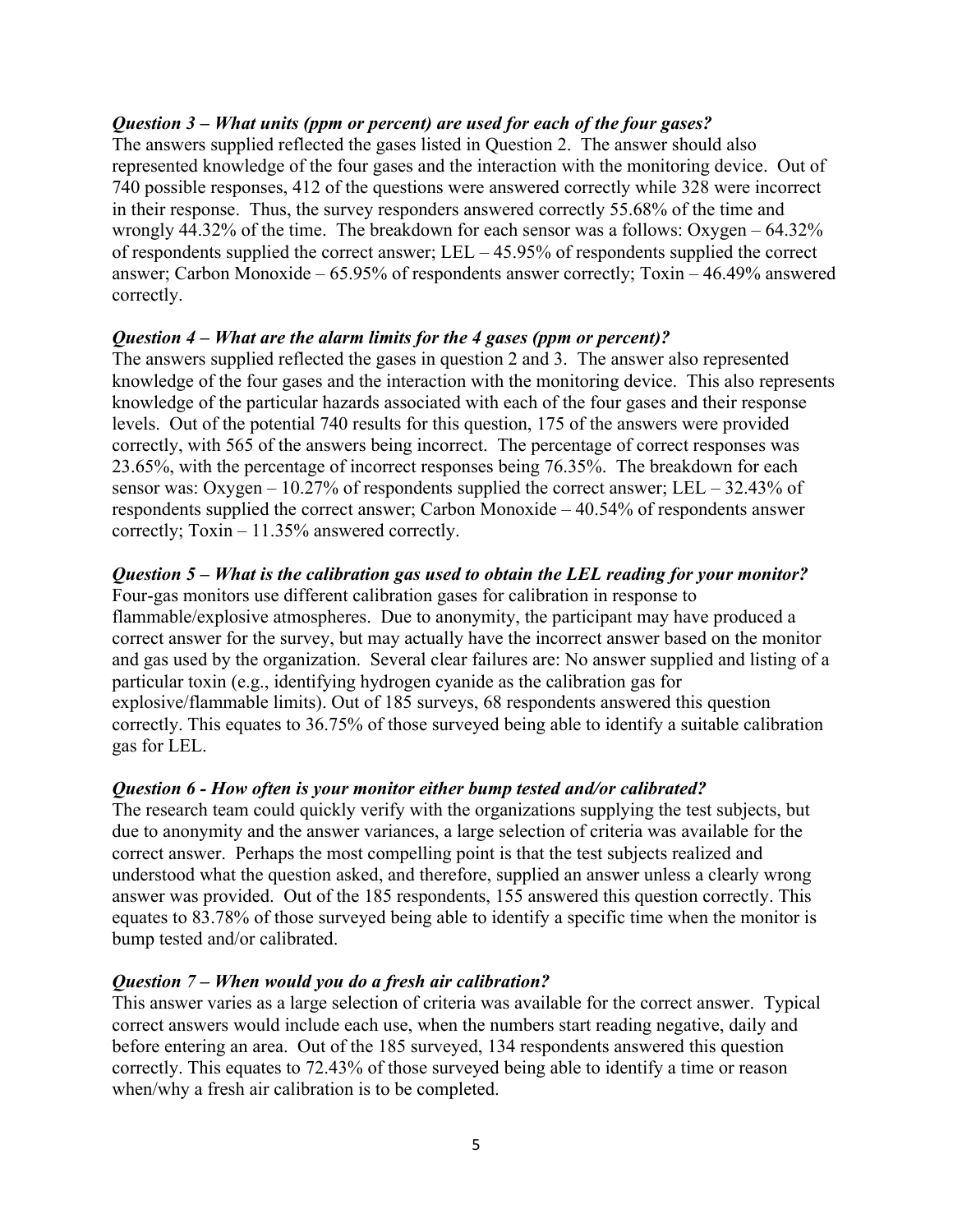***Question 3 – What units (ppm or percent) are used for each of the four gases?***

The answers supplied reflected the gases listed in Question 2. The answer should also represented knowledge of the four gases and the interaction with the monitoring device. Out of 740 possible responses, 412 of the questions were answered correctly while 328 were incorrect in their response. Thus, the survey responders answered correctly 55.68% of the time and wrongly 44.32% of the time. The breakdown for each sensor was a follows: Oxygen – 64.32% of respondents supplied the correct answer; LEL – 45.95% of respondents supplied the correct answer; Carbon Monoxide – 65.95% of respondents answer correctly; Toxin – 46.49% answered correctly.

***Question 4 – What are the alarm limits for the 4 gases (ppm or percent)?***

The answers supplied reflected the gases in question 2 and 3. The answer also represented knowledge of the four gases and the interaction with the monitoring device. This also represents knowledge of the particular hazards associated with each of the four gases and their response levels. Out of the potential 740 results for this question, 175 of the answers were provided correctly, with 565 of the answers being incorrect. The percentage of correct responses was 23.65%, with the percentage of incorrect responses being 76.35%. The breakdown for each sensor was: Oxygen – 10.27% of respondents supplied the correct answer; LEL – 32.43% of respondents supplied the correct answer; Carbon Monoxide – 40.54% of respondents answer correctly; Toxin – 11.35% answered correctly.

***Question 5 – What is the calibration gas used to obtain the LEL reading for your monitor?***

Four-gas monitors use different calibration gases for calibration in response to flammable/explosive atmospheres. Due to anonymity, the participant may have produced a correct answer for the survey, but may actually have the incorrect answer based on the monitor and gas used by the organization. Several clear failures are: No answer supplied and listing of a particular toxin (e.g., identifying hydrogen cyanide as the calibration gas for explosive/flammable limits). Out of 185 surveys, 68 respondents answered this question correctly. This equates to 36.75% of those surveyed being able to identify a suitable calibration gas for LEL.

***Question 6 - How often is your monitor either bump tested and/or calibrated?***

The research team could quickly verify with the organizations supplying the test subjects, but due to anonymity and the answer variances, a large selection of criteria was available for the correct answer. Perhaps the most compelling point is that the test subjects realized and understood what the question asked, and therefore, supplied an answer unless a clearly wrong answer was provided. Out of the 185 respondents, 155 answered this question correctly. This equates to 83.78% of those surveyed being able to identify a specific time when the monitor is bump tested and/or calibrated.

***Question 7 – When would you do a fresh air calibration?***

This answer varies as a large selection of criteria was available for the correct answer. Typical correct answers would include each use, when the numbers start reading negative, daily and before entering an area. Out of the 185 surveyed, 134 respondents answered this question correctly. This equates to 72.43% of those surveyed being able to identify a time or reason when/why a fresh air calibration is to be completed.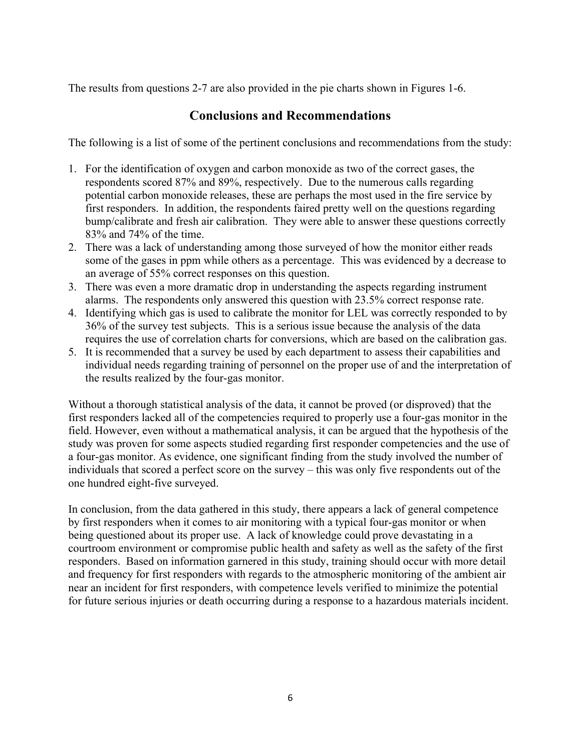The results from questions 2-7 are also provided in the pie charts shown in Figures 1-6.

## Conclusions and Recommendations

The following is a list of some of the pertinent conclusions and recommendations from the study:

1. For the identification of oxygen and carbon monoxide as two of the correct gases, the respondents scored 87% and 89%, respectively. Due to the numerous calls regarding potential carbon monoxide releases, these are perhaps the most used in the fire service by first responders. In addition, the respondents faired pretty well on the questions regarding bump/calibrate and fresh air calibration. They were able to answer these questions correctly 83% and 74% of the time.
2. There was a lack of understanding among those surveyed of how the monitor either reads some of the gases in ppm while others as a percentage. This was evidenced by a decrease to an average of 55% correct responses on this question.
3. There was even a more dramatic drop in understanding the aspects regarding instrument alarms. The respondents only answered this question with 23.5% correct response rate.
4. Identifying which gas is used to calibrate the monitor for LEL was correctly responded to by 36% of the survey test subjects. This is a serious issue because the analysis of the data requires the use of correlation charts for conversions, which are based on the calibration gas.
5. It is recommended that a survey be used by each department to assess their capabilities and individual needs regarding training of personnel on the proper use of and the interpretation of the results realized by the four-gas monitor.

Without a thorough statistical analysis of the data, it cannot be proved (or disproved) that the first responders lacked all of the competencies required to properly use a four-gas monitor in the field. However, even without a mathematical analysis, it can be argued that the hypothesis of the study was proven for some aspects studied regarding first responder competencies and the use of a four-gas monitor. As evidence, one significant finding from the study involved the number of individuals that scored a perfect score on the survey – this was only five respondents out of the one hundred eight-five surveyed.

In conclusion, from the data gathered in this study, there appears a lack of general competence by first responders when it comes to air monitoring with a typical four-gas monitor or when being questioned about its proper use. A lack of knowledge could prove devastating in a courtroom environment or compromise public health and safety as well as the safety of the first responders. Based on information garnered in this study, training should occur with more detail and frequency for first responders with regards to the atmospheric monitoring of the ambient air near an incident for first responders, with competence levels verified to minimize the potential for future serious injuries or death occurring during a response to a hazardous materials incident.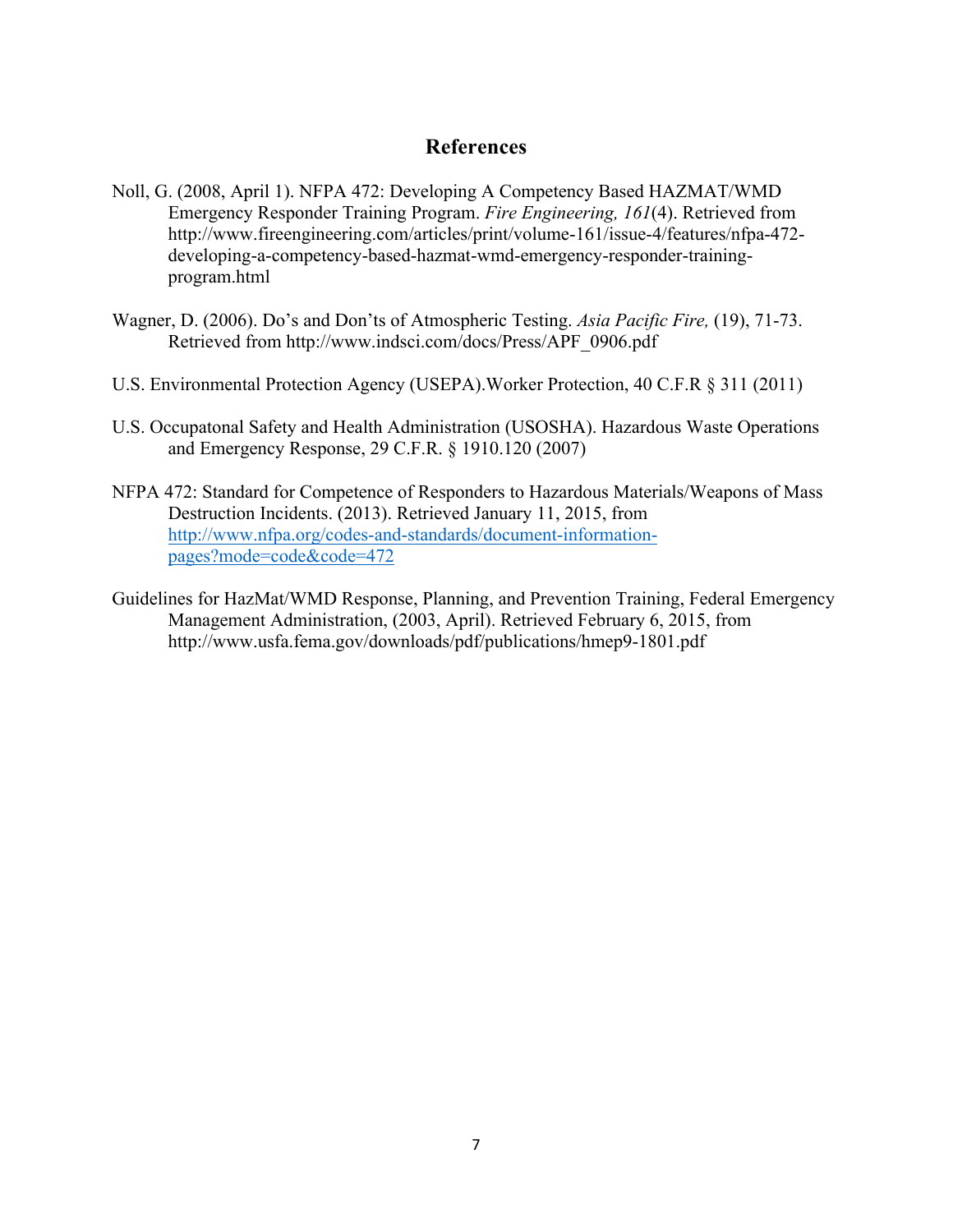# References

Noll, G. (2008, April 1). NFPA 472: Developing A Competency Based HAZMAT/WMD Emergency Responder Training Program. *Fire Engineering, 161*(4). Retrieved from http://www.fireengineering.com/articles/print/volume-161/issue-4/features/nfpa-472-developing-a-competency-based-hazmat-wmd-emergency-responder-training-program.html

Wagner, D. (2006). Do's and Don'ts of Atmospheric Testing. *Asia Pacific Fire,* (19), 71-73. Retrieved from http://www.indsci.com/docs/Press/APF_0906.pdf

U.S. Environmental Protection Agency (USEPA).Worker Protection, 40 C.F.R § 311 (2011)

U.S. Occupatonal Safety and Health Administration (USOSHA). Hazardous Waste Operations and Emergency Response, 29 C.F.R. § 1910.120 (2007)

NFPA 472: Standard for Competence of Responders to Hazardous Materials/Weapons of Mass Destruction Incidents. (2013). Retrieved January 11, 2015, from http://www.nfpa.org/codes-and-standards/document-information-pages?mode=code&code=472

Guidelines for HazMat/WMD Response, Planning, and Prevention Training, Federal Emergency Management Administration, (2003, April). Retrieved February 6, 2015, from http://www.usfa.fema.gov/downloads/pdf/publications/hmep9-1801.pdf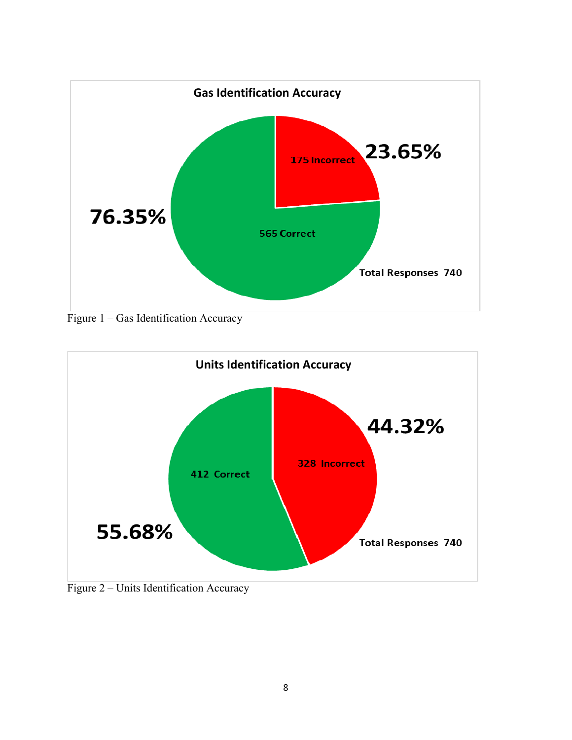**Gas Identification Accuracy**

175 Incorrect — 23.65%

565 Correct — 76.35%

Total Responses 740

Figure 1 – Gas Identification Accuracy

**Units Identification Accuracy**

328 Incorrect — 44.32%

412 Correct — 55.68%

Total Responses 740

Figure 2 – Units Identification Accuracy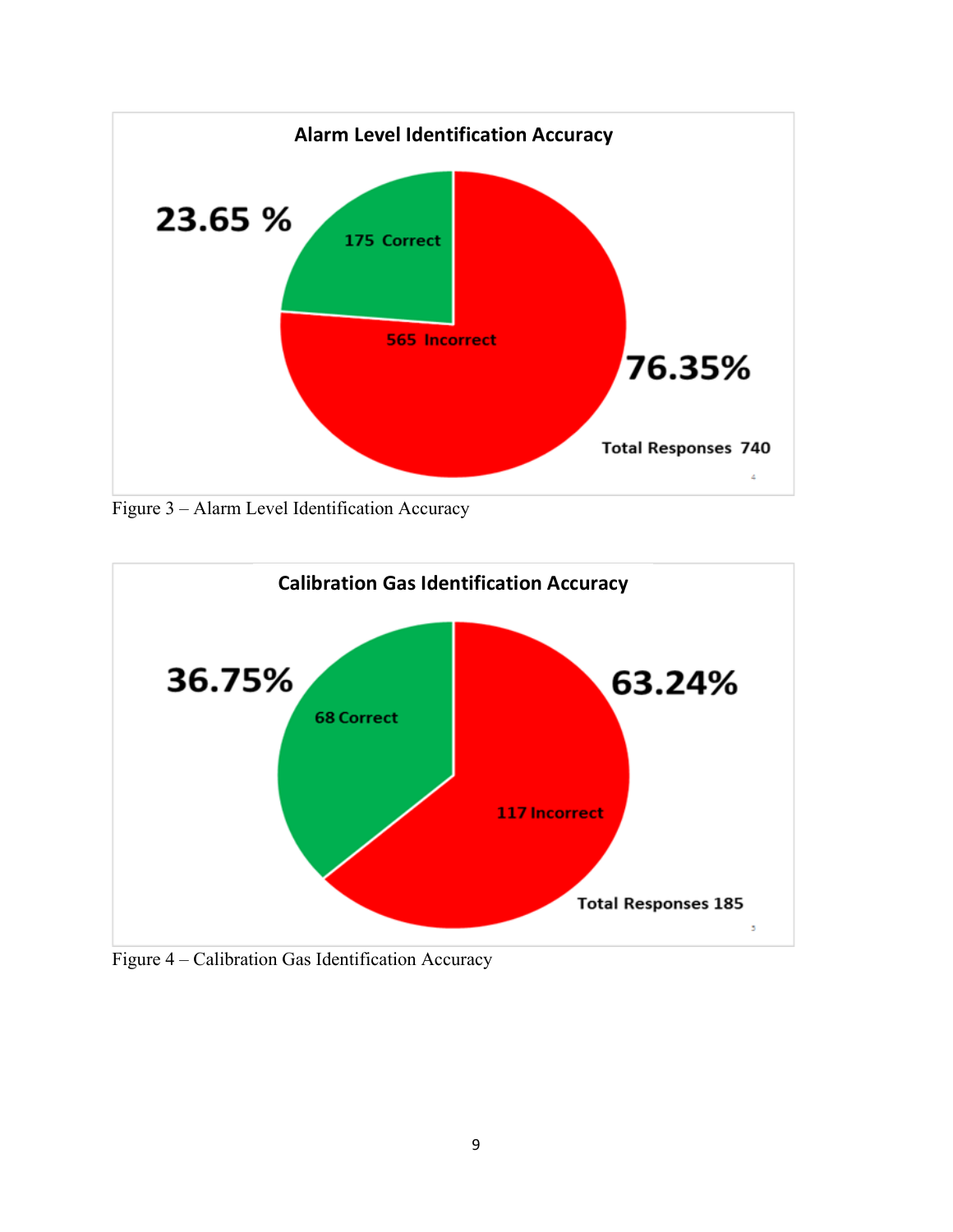**Alarm Level Identification Accuracy**

23.65 %

175 Correct

565 Incorrect

76.35%

Total Responses 740

Figure 3 – Alarm Level Identification Accuracy

**Calibration Gas Identification Accuracy**

36.75%

68 Correct

63.24%

117 Incorrect

Total Responses 185

Figure 4 – Calibration Gas Identification Accuracy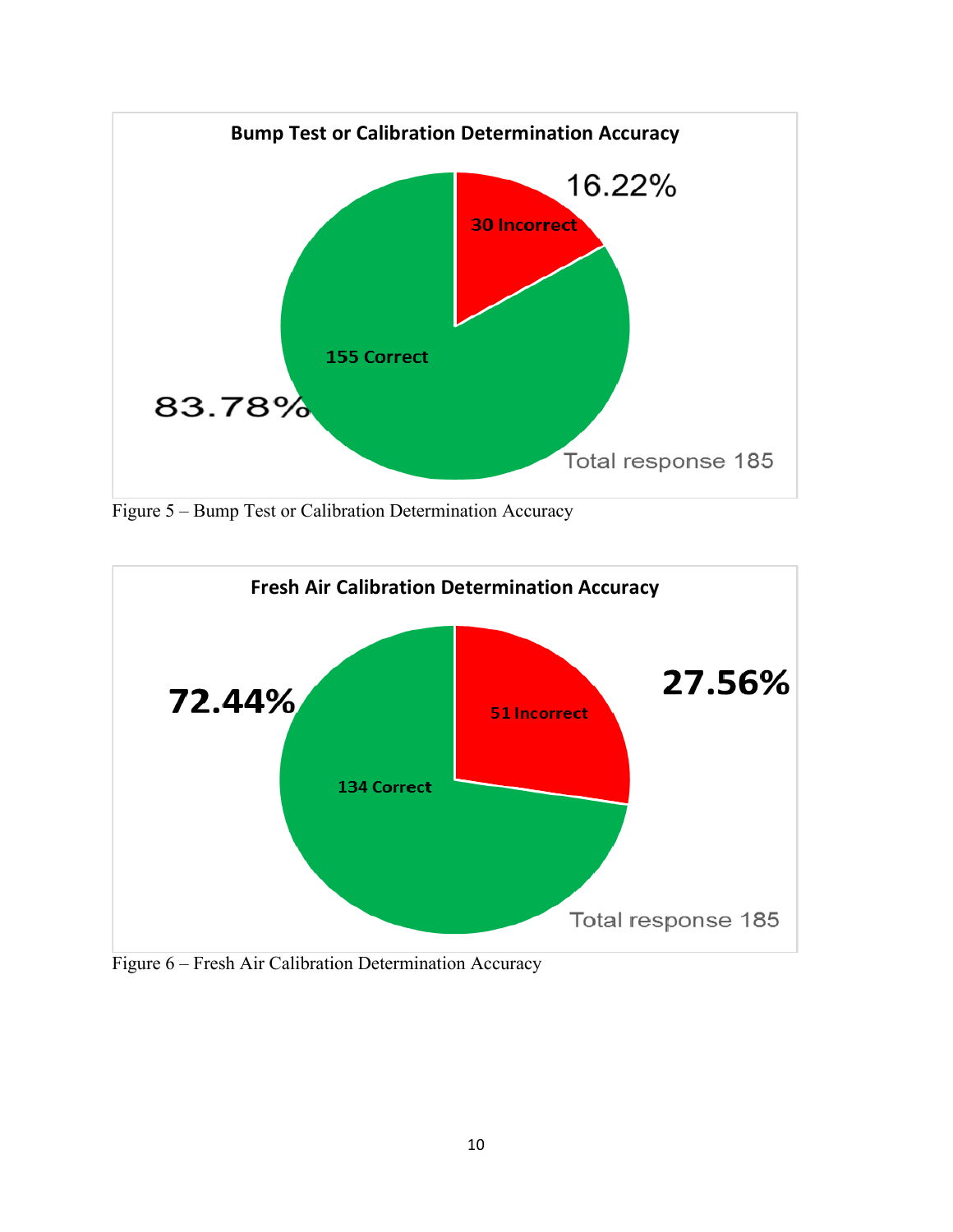**Bump Test or Calibration Determination Accuracy**

16.22%

30 Incorrect

155 Correct

83.78%

Total response 185

Figure 5 – Bump Test or Calibration Determination Accuracy

**Fresh Air Calibration Determination Accuracy**

72.44%

51 Incorrect

27.56%

134 Correct

Total response 185

Figure 6 – Fresh Air Calibration Determination Accuracy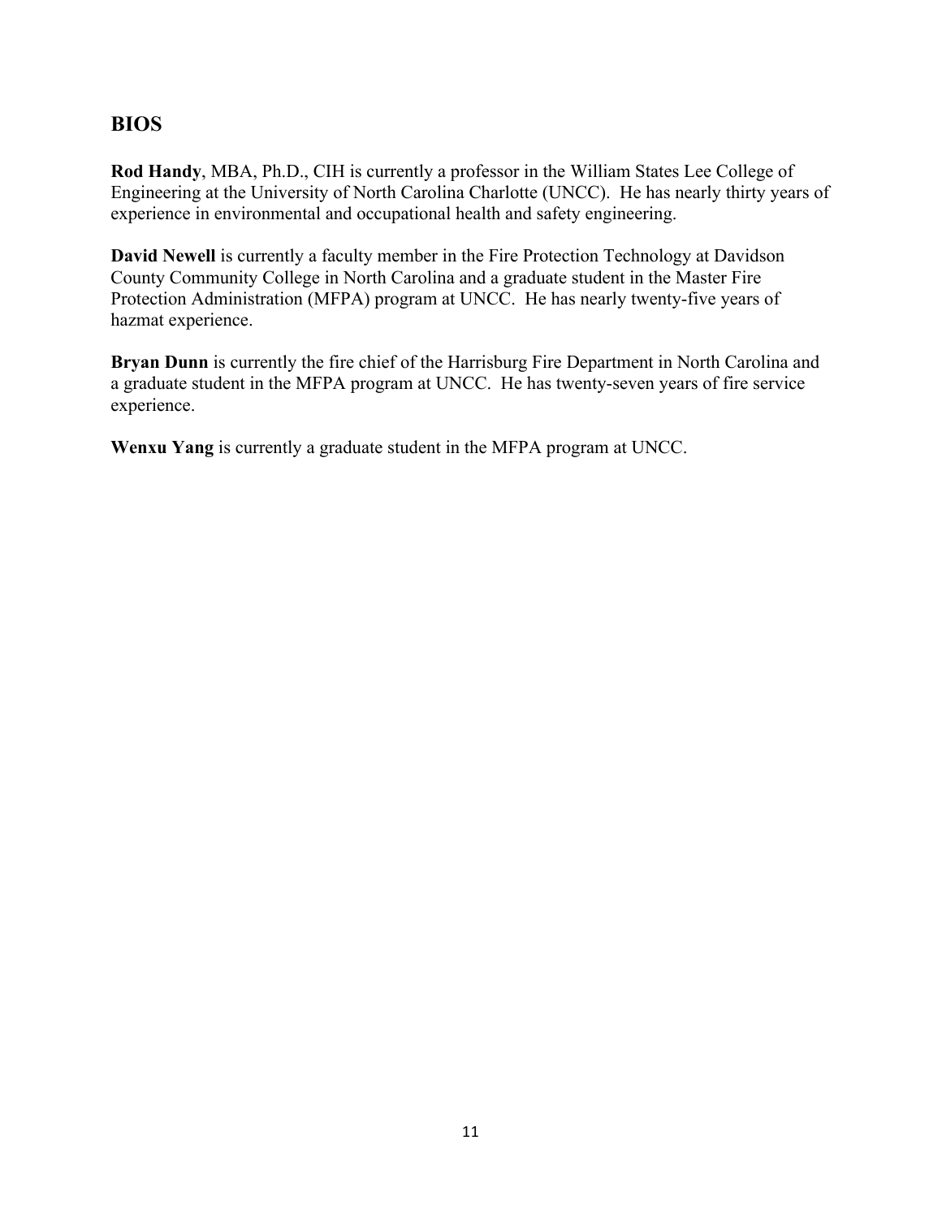## BIOS

**Rod Handy**, MBA, Ph.D., CIH is currently a professor in the William States Lee College of Engineering at the University of North Carolina Charlotte (UNCC). He has nearly thirty years of experience in environmental and occupational health and safety engineering.

**David Newell** is currently a faculty member in the Fire Protection Technology at Davidson County Community College in North Carolina and a graduate student in the Master Fire Protection Administration (MFPA) program at UNCC. He has nearly twenty-five years of hazmat experience.

**Bryan Dunn** is currently the fire chief of the Harrisburg Fire Department in North Carolina and a graduate student in the MFPA program at UNCC. He has twenty-seven years of fire service experience.

**Wenxu Yang** is currently a graduate student in the MFPA program at UNCC.